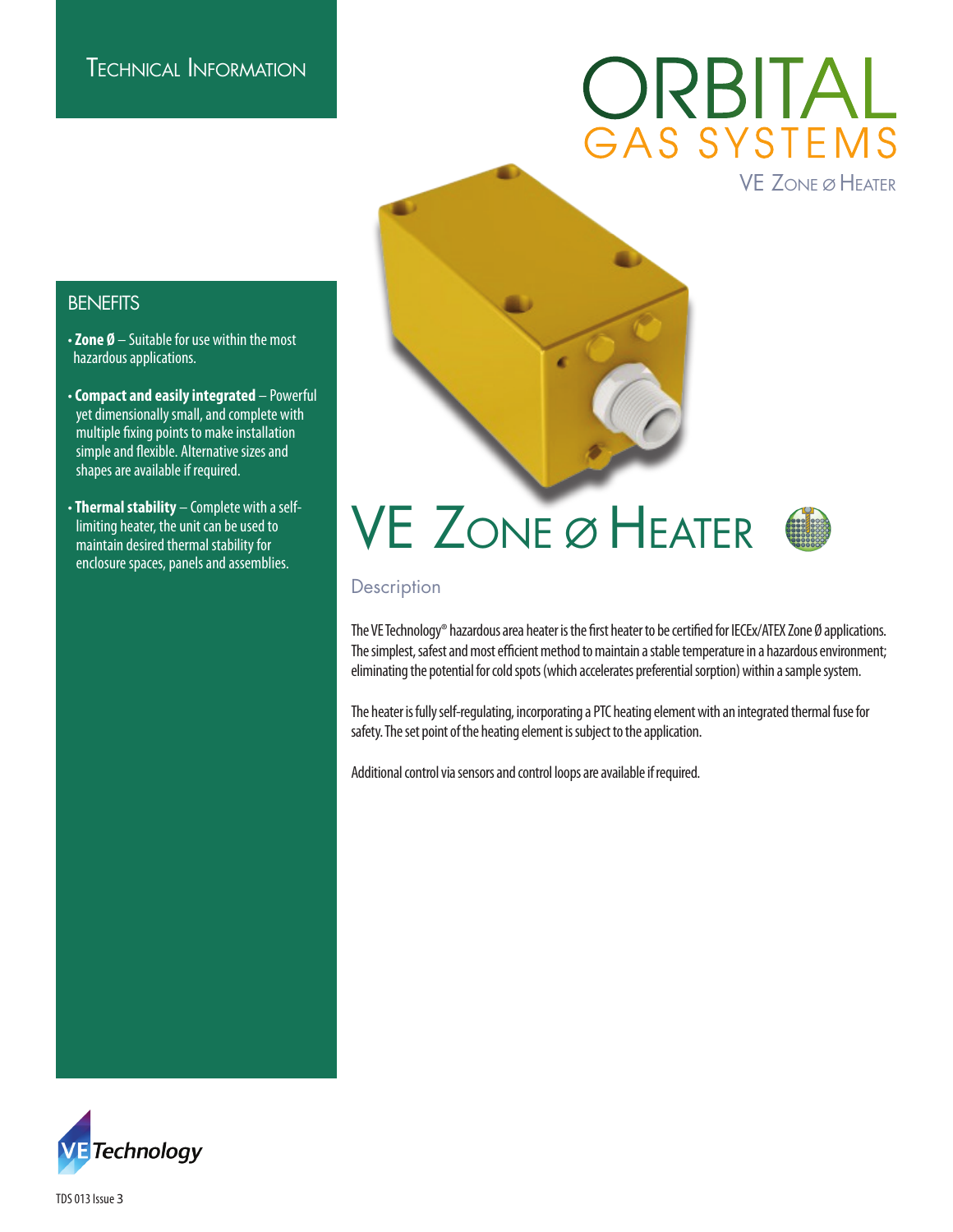TECHNICAL INFORMATION

ORBITAL
GAS SYSTEMS

VE ZONE Ø HEATER

## BENEFITS

- **Zone Ø** – Suitable for use within the most hazardous applications.
- **Compact and easily integrated** – Powerful yet dimensionally small, and complete with multiple fixing points to make installation simple and flexible. Alternative sizes and shapes are available if required.
- **Thermal stability** – Complete with a self-limiting heater, the unit can be used to maintain desired thermal stability for enclosure spaces, panels and assemblies.

# VE ZONE Ø HEATER

## Description

The VE Technology® hazardous area heater is the first heater to be certified for IECEx/ATEX Zone Ø applications. The simplest, safest and most efficient method to maintain a stable temperature in a hazardous environment; eliminating the potential for cold spots (which accelerates preferential sorption) within a sample system.

The heater is fully self-regulating, incorporating a PTC heating element with an integrated thermal fuse for safety. The set point of the heating element is subject to the application.

Additional control via sensors and control loops are available if required.

VE Technology

TDS 013 Issue 3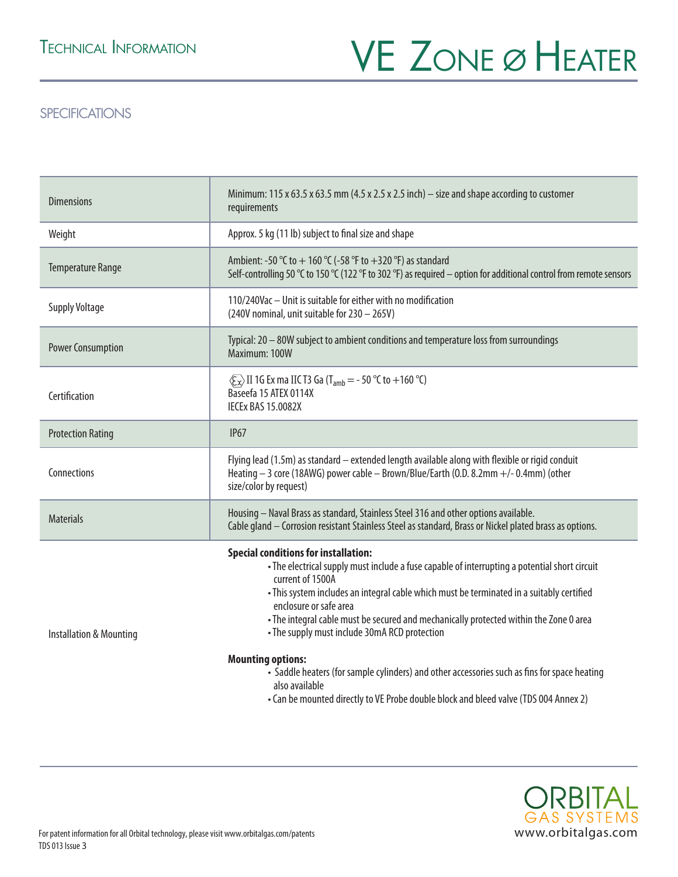# Technical Information

# VE Zone Ø Heater

## SPECIFICATIONS

| | |
|---|---|
| Dimensions | Minimum: 115 x 63.5 x 63.5 mm (4.5 x 2.5 x 2.5 inch) – size and shape according to customer requirements |
| Weight | Approx. 5 kg (11 lb) subject to final size and shape |
| Temperature Range | Ambient: -50 °C to + 160 °C (-58 °F to +320 °F) as standard<br>Self-controlling 50 °C to 150 °C (122 °F to 302 °F) as required – option for additional control from remote sensors |
| Supply Voltage | 110/240Vac – Unit is suitable for either with no modification<br>(240V nominal, unit suitable for 230 – 265V) |
| Power Consumption | Typical: 20 – 80W subject to ambient conditions and temperature loss from surroundings<br>Maximum: 100W |
| Certification | Ex II 1G Ex ma IIC T3 Ga ($T_{amb}$ = - 50 °C to +160 °C)<br>Baseefa 15 ATEX 0114X<br>IECEx BAS 15.0082X |
| Protection Rating | IP67 |
| Connections | Flying lead (1.5m) as standard – extended length available along with flexible or rigid conduit<br>Heating – 3 core (18AWG) power cable – Brown/Blue/Earth (O.D. 8.2mm +/- 0.4mm) (other size/color by request) |
| Materials | Housing – Naval Brass as standard, Stainless Steel 316 and other options available.<br>Cable gland – Corrosion resistant Stainless Steel as standard, Brass or Nickel plated brass as options. |
| Installation & Mounting | **Special conditions for installation:**<br>• The electrical supply must include a fuse capable of interrupting a potential short circuit current of 1500A<br>• This system includes an integral cable which must be terminated in a suitably certified enclosure or safe area<br>• The integral cable must be secured and mechanically protected within the Zone 0 area<br>• The supply must include 30mA RCD protection<br><br>**Mounting options:**<br>• Saddle heaters (for sample cylinders) and other accessories such as fins for space heating also available<br>• Can be mounted directly to VE Probe double block and bleed valve (TDS 004 Annex 2) |

ORBITAL GAS SYSTEMS
www.orbitalgas.com

For patent information for all Orbital technology, please visit www.orbitalgas.com/patents
TDS 013 Issue 3